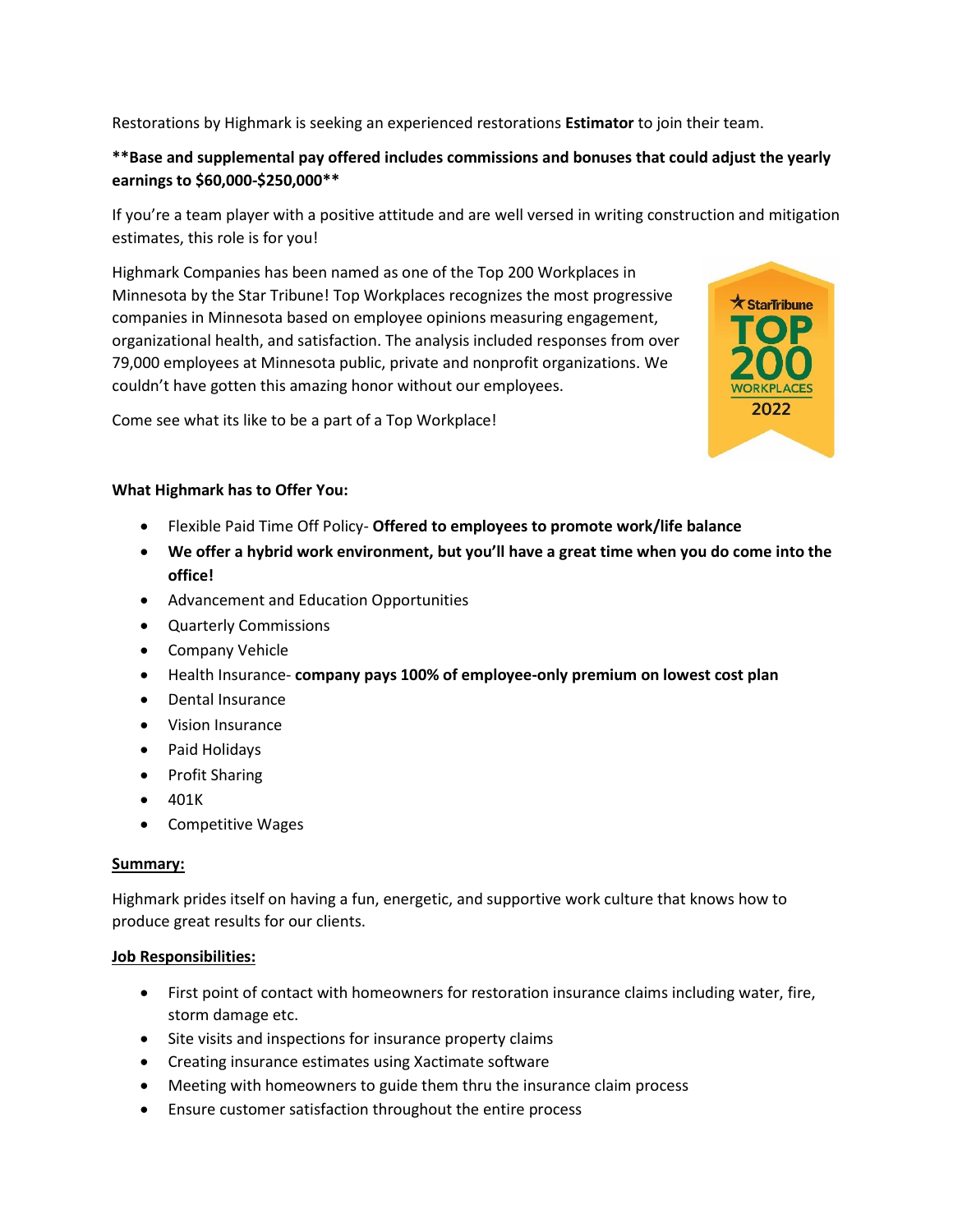Restorations by Highmark is seeking an experienced restorations **Estimator** to join their team.

****Base and supplemental pay offered includes commissions and bonuses that could adjust the yearly earnings to $60,000-$250,000****

If you're a team player with a positive attitude and are well versed in writing construction and mitigation estimates, this role is for you!

Highmark Companies has been named as one of the Top 200 Workplaces in Minnesota by the Star Tribune! Top Workplaces recognizes the most progressive companies in Minnesota based on employee opinions measuring engagement, organizational health, and satisfaction. The analysis included responses from over 79,000 employees at Minnesota public, private and nonprofit organizations. We couldn't have gotten this amazing honor without our employees.

Come see what its like to be a part of a Top Workplace!

**What Highmark has to Offer You:**

- Flexible Paid Time Off Policy- **Offered to employees to promote work/life balance**
- **We offer a hybrid work environment, but you'll have a great time when you do come into the office!**
- Advancement and Education Opportunities
- Quarterly Commissions
- Company Vehicle
- Health Insurance- **company pays 100% of employee-only premium on lowest cost plan**
- Dental Insurance
- Vision Insurance
- Paid Holidays
- Profit Sharing
- 401K
- Competitive Wages

**Summary:**

Highmark prides itself on having a fun, energetic, and supportive work culture that knows how to produce great results for our clients.

**Job Responsibilities:**

- First point of contact with homeowners for restoration insurance claims including water, fire, storm damage etc.
- Site visits and inspections for insurance property claims
- Creating insurance estimates using Xactimate software
- Meeting with homeowners to guide them thru the insurance claim process
- Ensure customer satisfaction throughout the entire process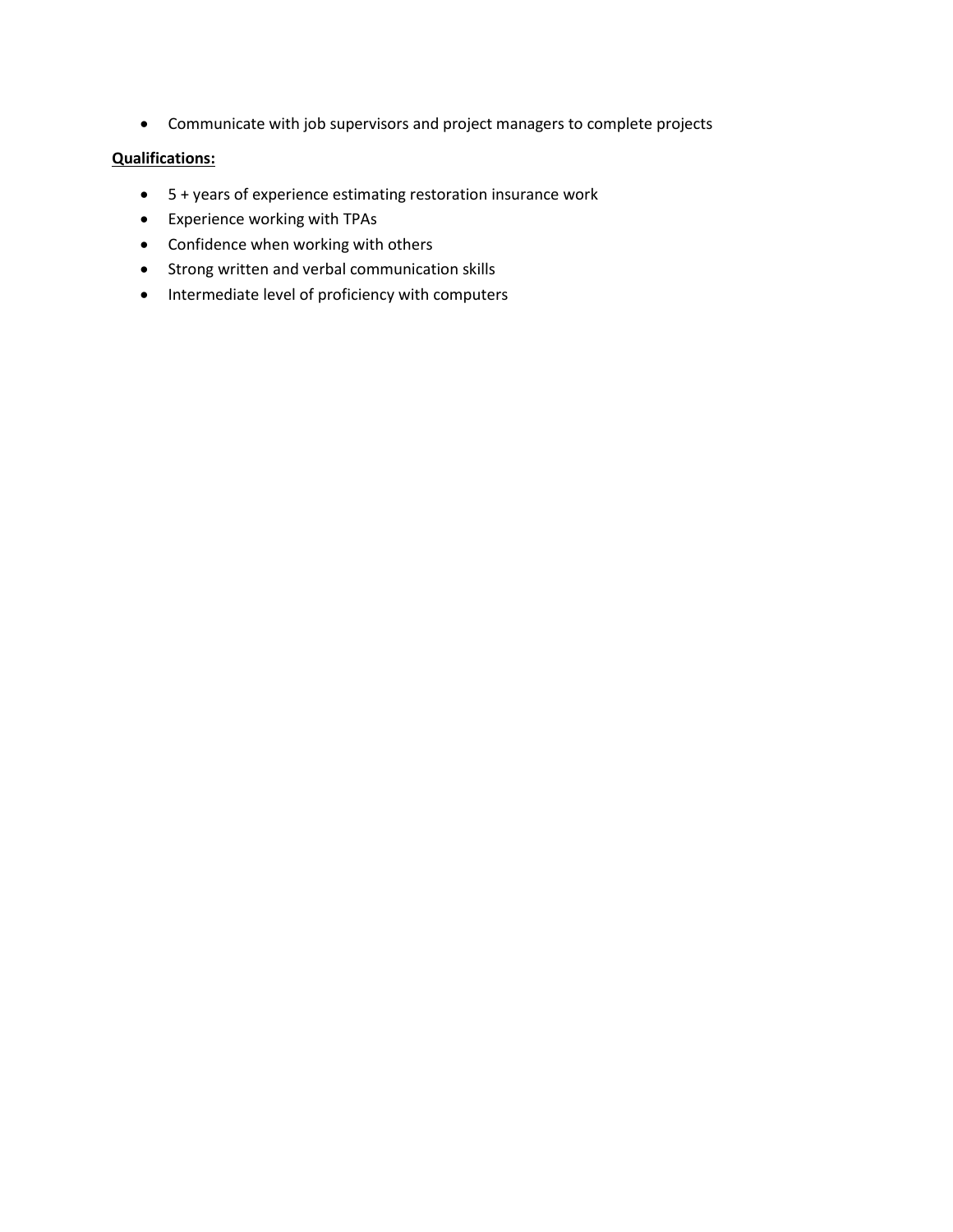- Communicate with job supervisors and project managers to complete projects

**Qualifications:**

- 5 + years of experience estimating restoration insurance work
- Experience working with TPAs
- Confidence when working with others
- Strong written and verbal communication skills
- Intermediate level of proficiency with computers